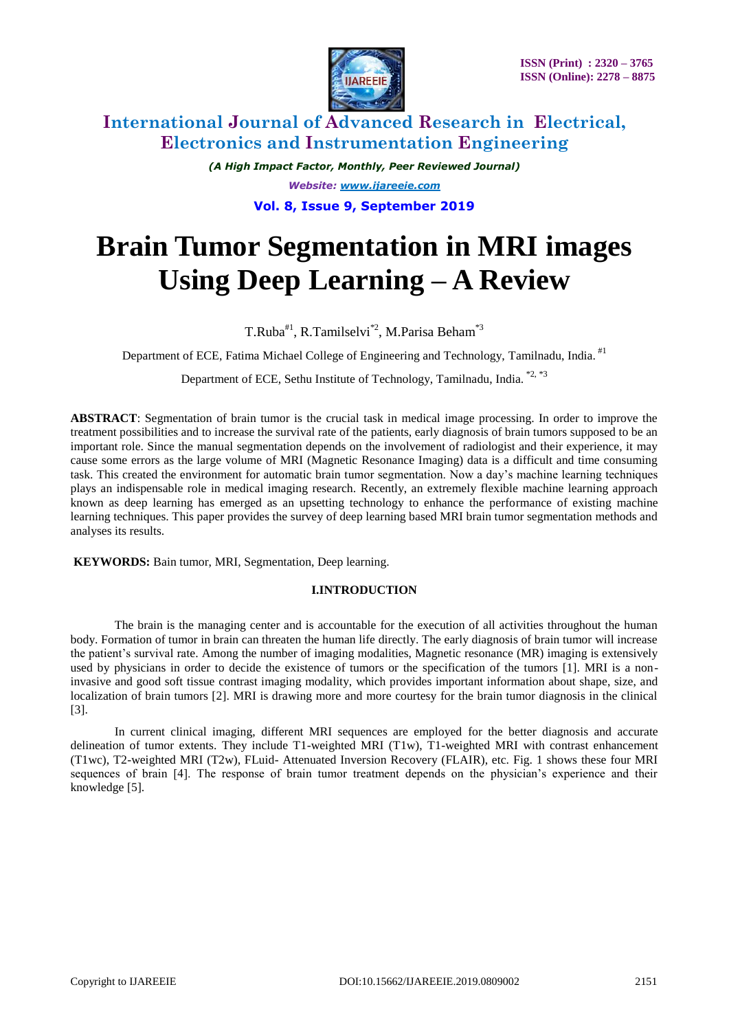# Brain Tumor Segmentation in MRI images Using Deep Learning – A Review

T.Ruba[#1], R.Tamilselvi[*2], M.Parisa Beham[*3]

Department of ECE, Fatima Michael College of Engineering and Technology, Tamilnadu, India. [#1]

Department of ECE, Sethu Institute of Technology, Tamilnadu, India. [*2, *3]

**ABSTRACT**: Segmentation of brain tumor is the crucial task in medical image processing. In order to improve the treatment possibilities and to increase the survival rate of the patients, early diagnosis of brain tumors supposed to be an important role. Since the manual segmentation depends on the involvement of radiologist and their experience, it may cause some errors as the large volume of MRI (Magnetic Resonance Imaging) data is a difficult and time consuming task. This created the environment for automatic brain tumor segmentation. Now a day's machine learning techniques plays an indispensable role in medical imaging research. Recently, an extremely flexible machine learning approach known as deep learning has emerged as an upsetting technology to enhance the performance of existing machine learning techniques. This paper provides the survey of deep learning based MRI brain tumor segmentation methods and analyses its results.

**KEYWORDS:** Bain tumor, MRI, Segmentation, Deep learning.

## I.INTRODUCTION

The brain is the managing center and is accountable for the execution of all activities throughout the human body. Formation of tumor in brain can threaten the human life directly. The early diagnosis of brain tumor will increase the patient's survival rate. Among the number of imaging modalities, Magnetic resonance (MR) imaging is extensively used by physicians in order to decide the existence of tumors or the specification of the tumors [1]. MRI is a non-invasive and good soft tissue contrast imaging modality, which provides important information about shape, size, and localization of brain tumors [2]. MRI is drawing more and more courtesy for the brain tumor diagnosis in the clinical [3].

In current clinical imaging, different MRI sequences are employed for the better diagnosis and accurate delineation of tumor extents. They include T1-weighted MRI (T1w), T1-weighted MRI with contrast enhancement (T1wc), T2-weighted MRI (T2w), FLuid- Attenuated Inversion Recovery (FLAIR), etc. Fig. 1 shows these four MRI sequences of brain [4]. The response of brain tumor treatment depends on the physician's experience and their knowledge [5].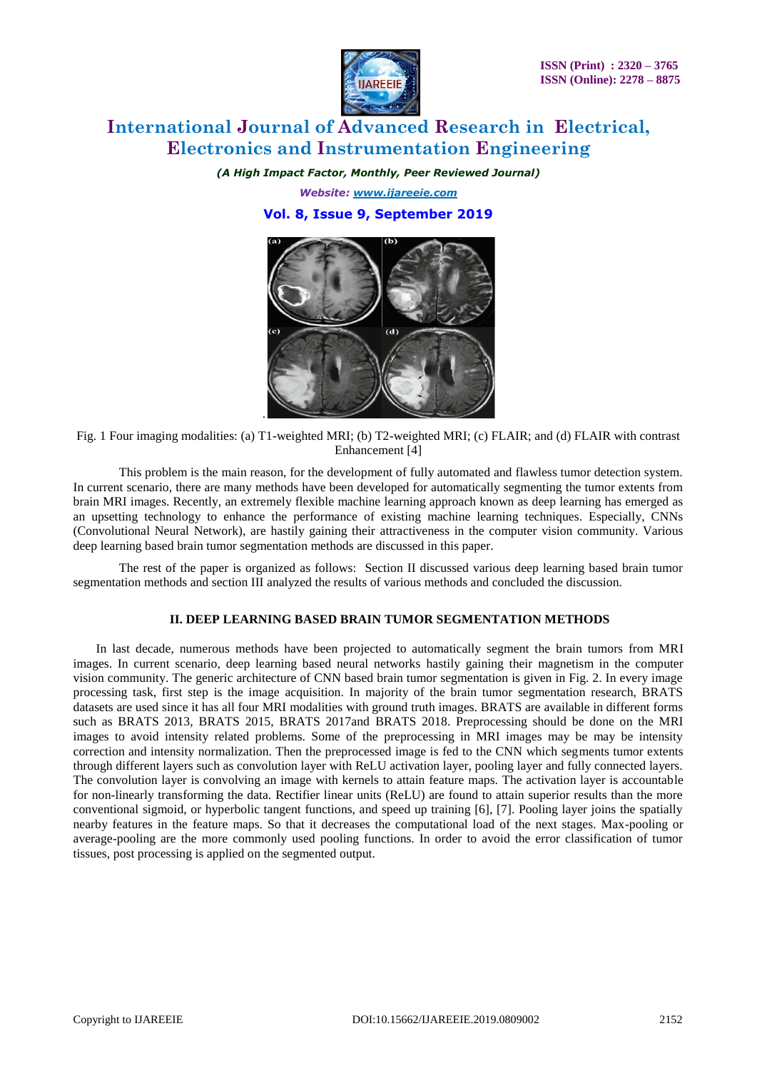Fig. 1 Four imaging modalities: (a) T1-weighted MRI; (b) T2-weighted MRI; (c) FLAIR; and (d) FLAIR with contrast Enhancement [4]

This problem is the main reason, for the development of fully automated and flawless tumor detection system. In current scenario, there are many methods have been developed for automatically segmenting the tumor extents from brain MRI images. Recently, an extremely flexible machine learning approach known as deep learning has emerged as an upsetting technology to enhance the performance of existing machine learning techniques. Especially, CNNs (Convolutional Neural Network), are hastily gaining their attractiveness in the computer vision community. Various deep learning based brain tumor segmentation methods are discussed in this paper.

The rest of the paper is organized as follows: Section II discussed various deep learning based brain tumor segmentation methods and section III analyzed the results of various methods and concluded the discussion.

## II. DEEP LEARNING BASED BRAIN TUMOR SEGMENTATION METHODS

In last decade, numerous methods have been projected to automatically segment the brain tumors from MRI images. In current scenario, deep learning based neural networks hastily gaining their magnetism in the computer vision community. The generic architecture of CNN based brain tumor segmentation is given in Fig. 2. In every image processing task, first step is the image acquisition. In majority of the brain tumor segmentation research, BRATS datasets are used since it has all four MRI modalities with ground truth images. BRATS are available in different forms such as BRATS 2013, BRATS 2015, BRATS 2017and BRATS 2018. Preprocessing should be done on the MRI images to avoid intensity related problems. Some of the preprocessing in MRI images may be may be intensity correction and intensity normalization. Then the preprocessed image is fed to the CNN which segments tumor extents through different layers such as convolution layer with ReLU activation layer, pooling layer and fully connected layers. The convolution layer is convolving an image with kernels to attain feature maps. The activation layer is accountable for non-linearly transforming the data. Rectifier linear units (ReLU) are found to attain superior results than the more conventional sigmoid, or hyperbolic tangent functions, and speed up training [6], [7]. Pooling layer joins the spatially nearby features in the feature maps. So that it decreases the computational load of the next stages. Max-pooling or average-pooling are the more commonly used pooling functions. In order to avoid the error classification of tumor tissues, post processing is applied on the segmented output.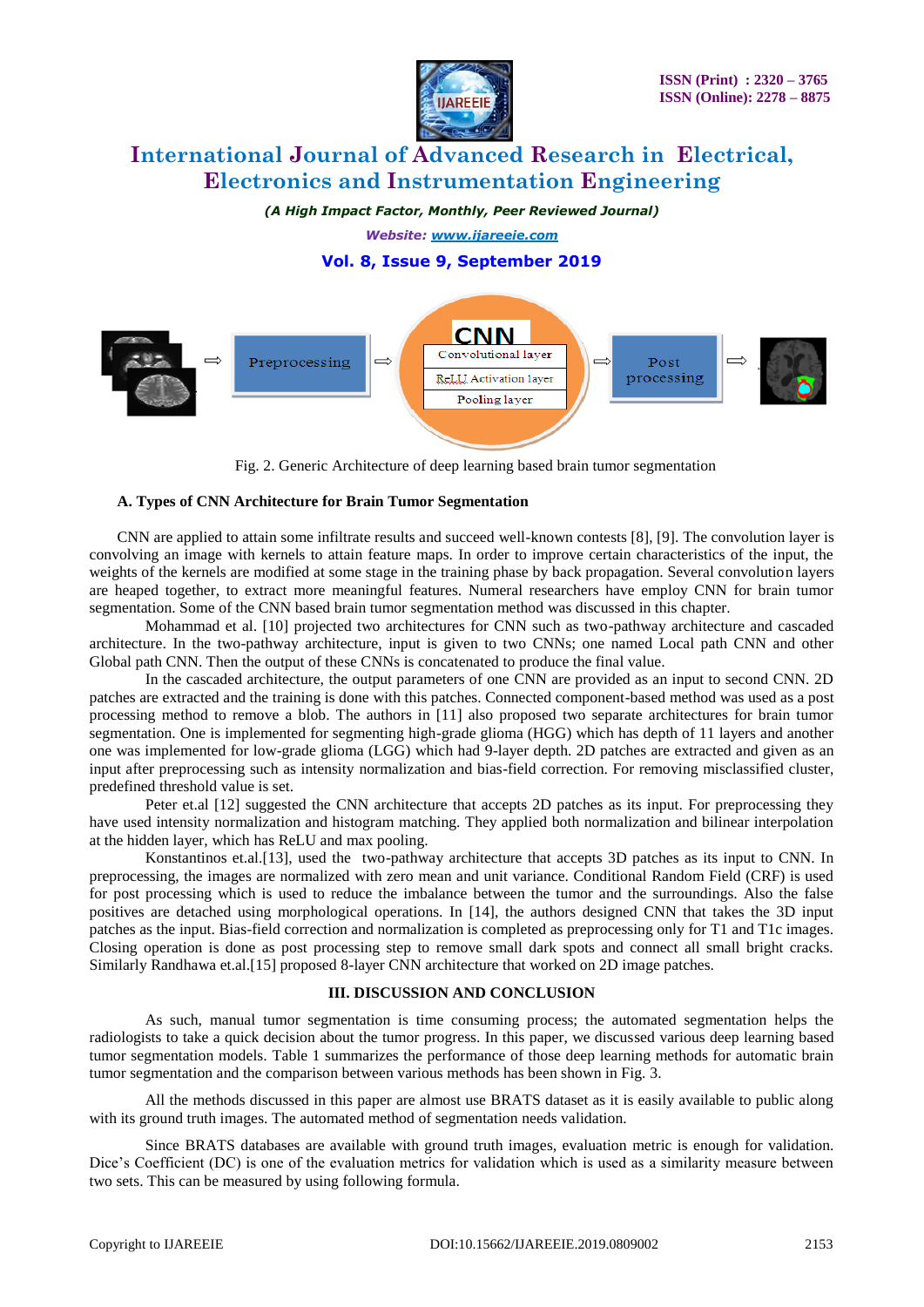Fig. 2. Generic Architecture of deep learning based brain tumor segmentation

### A. Types of CNN Architecture for Brain Tumor Segmentation

CNN are applied to attain some infiltrate results and succeed well-known contests [8], [9]. The convolution layer is convolving an image with kernels to attain feature maps. In order to improve certain characteristics of the input, the weights of the kernels are modified at some stage in the training phase by back propagation. Several convolution layers are heaped together, to extract more meaningful features. Numeral researchers have employ CNN for brain tumor segmentation. Some of the CNN based brain tumor segmentation method was discussed in this chapter.

Mohammad et al. [10] projected two architectures for CNN such as two-pathway architecture and cascaded architecture. In the two-pathway architecture, input is given to two CNNs; one named Local path CNN and other Global path CNN. Then the output of these CNNs is concatenated to produce the final value.

In the cascaded architecture, the output parameters of one CNN are provided as an input to second CNN. 2D patches are extracted and the training is done with this patches. Connected component-based method was used as a post processing method to remove a blob. The authors in [11] also proposed two separate architectures for brain tumor segmentation. One is implemented for segmenting high-grade glioma (HGG) which has depth of 11 layers and another one was implemented for low-grade glioma (LGG) which had 9-layer depth. 2D patches are extracted and given as an input after preprocessing such as intensity normalization and bias-field correction. For removing misclassified cluster, predefined threshold value is set.

Peter et.al [12] suggested the CNN architecture that accepts 2D patches as its input. For preprocessing they have used intensity normalization and histogram matching. They applied both normalization and bilinear interpolation at the hidden layer, which has ReLU and max pooling.

Konstantinos et.al.[13], used the two-pathway architecture that accepts 3D patches as its input to CNN. In preprocessing, the images are normalized with zero mean and unit variance. Conditional Random Field (CRF) is used for post processing which is used to reduce the imbalance between the tumor and the surroundings. Also the false positives are detached using morphological operations. In [14], the authors designed CNN that takes the 3D input patches as the input. Bias-field correction and normalization is completed as preprocessing only for T1 and T1c images. Closing operation is done as post processing step to remove small dark spots and connect all small bright cracks. Similarly Randhawa et.al.[15] proposed 8-layer CNN architecture that worked on 2D image patches.

## III. DISCUSSION AND CONCLUSION

As such, manual tumor segmentation is time consuming process; the automated segmentation helps the radiologists to take a quick decision about the tumor progress. In this paper, we discussed various deep learning based tumor segmentation models. Table 1 summarizes the performance of those deep learning methods for automatic brain tumor segmentation and the comparison between various methods has been shown in Fig. 3.

All the methods discussed in this paper are almost use BRATS dataset as it is easily available to public along with its ground truth images. The automated method of segmentation needs validation.

Since BRATS databases are available with ground truth images, evaluation metric is enough for validation. Dice's Coefficient (DC) is one of the evaluation metrics for validation which is used as a similarity measure between two sets. This can be measured by using following formula.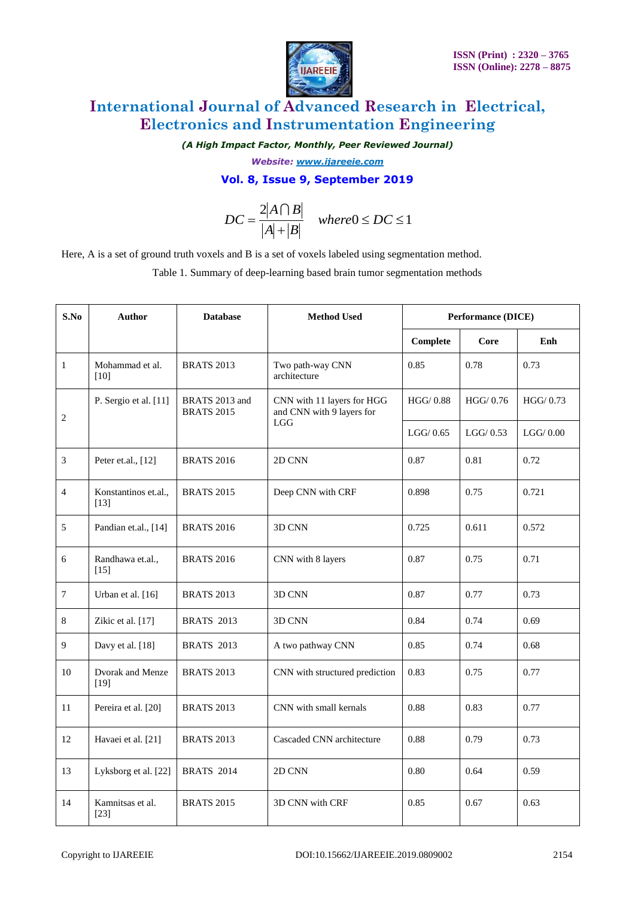$$DC = \frac{2|A \cap B|}{|A| + |B|} \quad where 0 \leq DC \leq 1$$

Here, A is a set of ground truth voxels and B is a set of voxels labeled using segmentation method.

Table 1. Summary of deep-learning based brain tumor segmentation methods

| S.No | Author | Database | Method Used | Performance (DICE) | | |
|---|---|---|---|---|---|---|
| | | | | Complete | Core | Enh |
| 1 | Mohammad et al. [10] | BRATS 2013 | Two path-way CNN architecture | 0.85 | 0.78 | 0.73 |
| 2 | P. Sergio et al. [11] | BRATS 2013 and BRATS 2015 | CNN with 11 layers for HGG and CNN with 9 layers for LGG | HGG/ 0.88 | HGG/ 0.76 | HGG/ 0.73 |
| | | | | LGG/ 0.65 | LGG/ 0.53 | LGG/ 0.00 |
| 3 | Peter et.al., [12] | BRATS 2016 | 2D CNN | 0.87 | 0.81 | 0.72 |
| 4 | Konstantinos et.al., [13] | BRATS 2015 | Deep CNN with CRF | 0.898 | 0.75 | 0.721 |
| 5 | Pandian et.al., [14] | BRATS 2016 | 3D CNN | 0.725 | 0.611 | 0.572 |
| 6 | Randhawa et.al., [15] | BRATS 2016 | CNN with 8 layers | 0.87 | 0.75 | 0.71 |
| 7 | Urban et al. [16] | BRATS 2013 | 3D CNN | 0.87 | 0.77 | 0.73 |
| 8 | Zikic et al. [17] | BRATS 2013 | 3D CNN | 0.84 | 0.74 | 0.69 |
| 9 | Davy et al. [18] | BRATS 2013 | A two pathway CNN | 0.85 | 0.74 | 0.68 |
| 10 | Dvorak and Menze [19] | BRATS 2013 | CNN with structured prediction | 0.83 | 0.75 | 0.77 |
| 11 | Pereira et al. [20] | BRATS 2013 | CNN with small kernals | 0.88 | 0.83 | 0.77 |
| 12 | Havaei et al. [21] | BRATS 2013 | Cascaded CNN architecture | 0.88 | 0.79 | 0.73 |
| 13 | Lyksborg et al. [22] | BRATS 2014 | 2D CNN | 0.80 | 0.64 | 0.59 |
| 14 | Kamnitsas et al. [23] | BRATS 2015 | 3D CNN with CRF | 0.85 | 0.67 | 0.63 |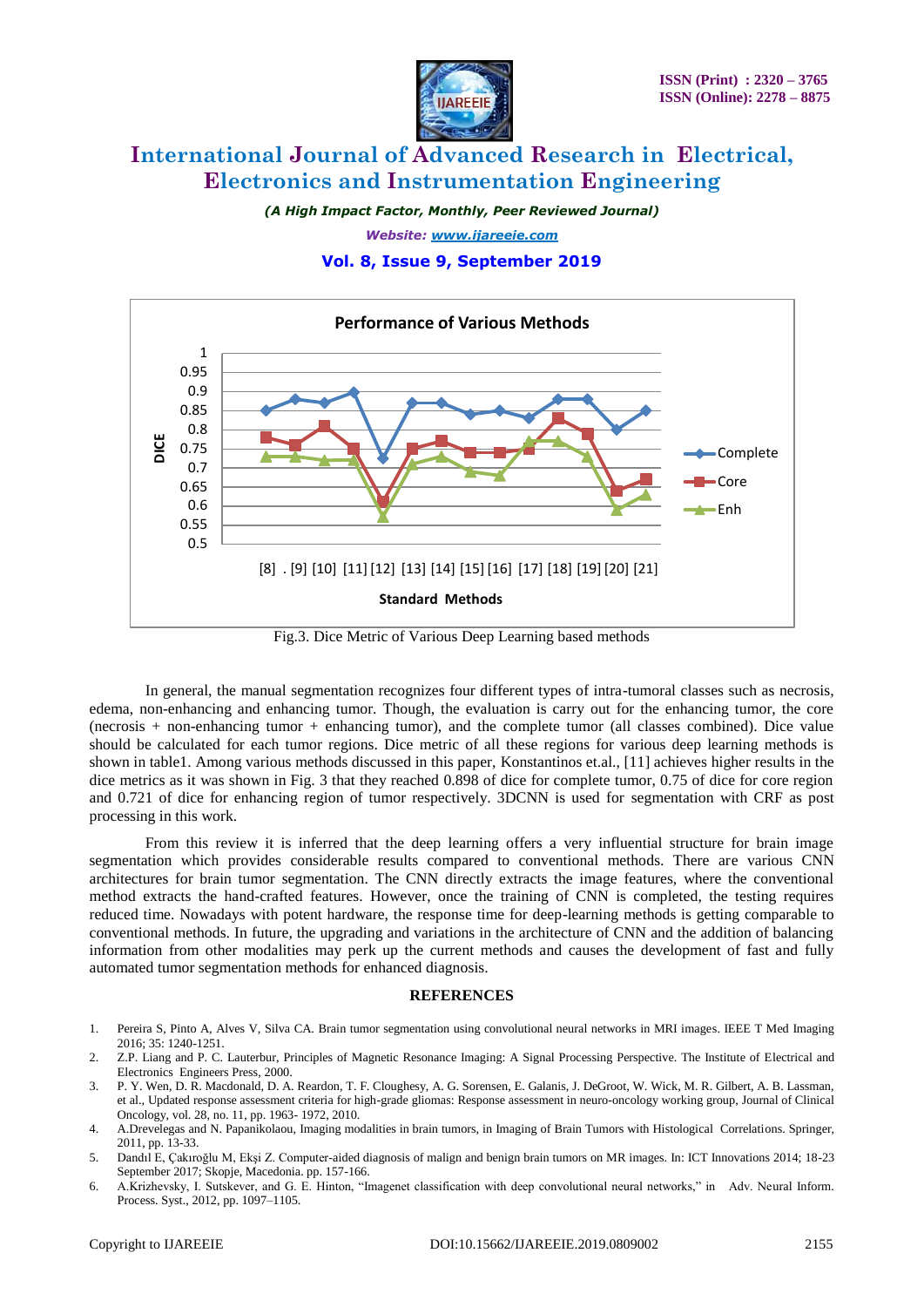Fig.3. Dice Metric of Various Deep Learning based methods

In general, the manual segmentation recognizes four different types of intra-tumoral classes such as necrosis, edema, non-enhancing and enhancing tumor. Though, the evaluation is carry out for the enhancing tumor, the core (necrosis + non-enhancing tumor + enhancing tumor), and the complete tumor (all classes combined). Dice value should be calculated for each tumor regions. Dice metric of all these regions for various deep learning methods is shown in table1. Among various methods discussed in this paper, Konstantinos et.al., [11] achieves higher results in the dice metrics as it was shown in Fig. 3 that they reached 0.898 of dice for complete tumor, 0.75 of dice for core region and 0.721 of dice for enhancing region of tumor respectively. 3DCNN is used for segmentation with CRF as post processing in this work.

From this review it is inferred that the deep learning offers a very influential structure for brain image segmentation which provides considerable results compared to conventional methods. There are various CNN architectures for brain tumor segmentation. The CNN directly extracts the image features, where the conventional method extracts the hand-crafted features. However, once the training of CNN is completed, the testing requires reduced time. Nowadays with potent hardware, the response time for deep-learning methods is getting comparable to conventional methods. In future, the upgrading and variations in the architecture of CNN and the addition of balancing information from other modalities may perk up the current methods and causes the development of fast and fully automated tumor segmentation methods for enhanced diagnosis.

## REFERENCES

1. Pereira S, Pinto A, Alves V, Silva CA. Brain tumor segmentation using convolutional neural networks in MRI images. IEEE T Med Imaging 2016; 35: 1240-1251.
2. Z.P. Liang and P. C. Lauterbur, Principles of Magnetic Resonance Imaging: A Signal Processing Perspective. The Institute of Electrical and Electronics Engineers Press, 2000.
3. P. Y. Wen, D. R. Macdonald, D. A. Reardon, T. F. Cloughesy, A. G. Sorensen, E. Galanis, J. DeGroot, W. Wick, M. R. Gilbert, A. B. Lassman, et al., Updated response assessment criteria for high-grade gliomas: Response assessment in neuro-oncology working group, Journal of Clinical Oncology, vol. 28, no. 11, pp. 1963- 1972, 2010.
4. A.Drevelegas and N. Papanikolaou, Imaging modalities in brain tumors, in Imaging of Brain Tumors with Histological Correlations. Springer, 2011, pp. 13-33.
5. Dandıl E, Çakıroğlu M, Ekşi Z. Computer-aided diagnosis of malign and benign brain tumors on MR images. In: ICT Innovations 2014; 18-23 September 2017; Skopje, Macedonia. pp. 157-166.
6. A.Krizhevsky, I. Sutskever, and G. E. Hinton, "Imagenet classification with deep convolutional neural networks," in Adv. Neural Inform. Process. Syst., 2012, pp. 1097–1105.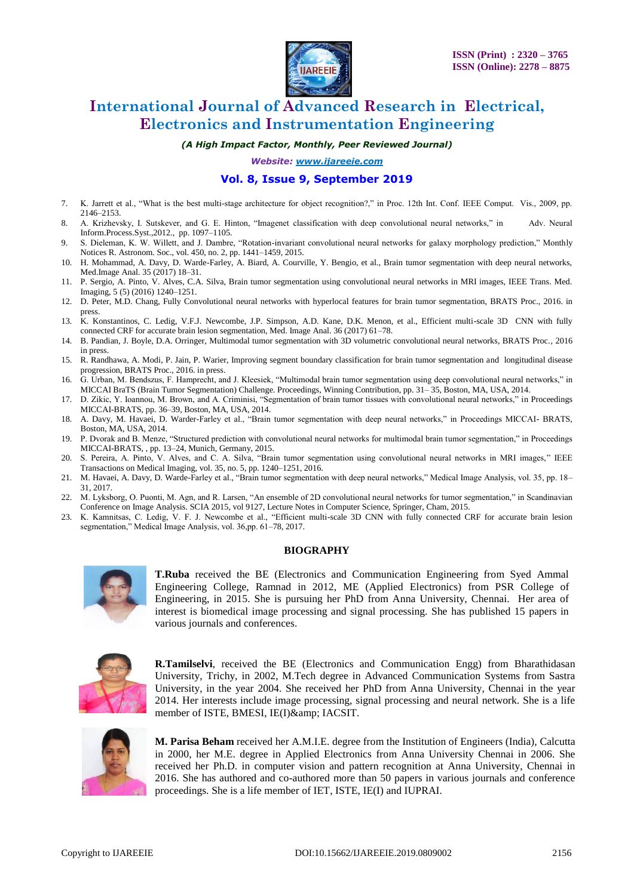7. K. Jarrett et al., "What is the best multi-stage architecture for object recognition?," in Proc. 12th Int. Conf. IEEE Comput. Vis., 2009, pp. 2146–2153.
8. A. Krizhevsky, I. Sutskever, and G. E. Hinton, "Imagenet classification with deep convolutional neural networks," in Adv. Neural Inform.Process.Syst.,2012., pp. 1097–1105.
9. S. Dieleman, K. W. Willett, and J. Dambre, "Rotation-invariant convolutional neural networks for galaxy morphology prediction," Monthly Notices R. Astronom. Soc., vol. 450, no. 2, pp. 1441–1459, 2015.
10. H. Mohammad, A. Davy, D. Warde-Farley, A. Biard, A. Courville, Y. Bengio, et al., Brain tumor segmentation with deep neural networks, Med.Image Anal. 35 (2017) 18–31.
11. P. Sergio, A. Pinto, V. Alves, C.A. Silva, Brain tumor segmentation using convolutional neural networks in MRI images, IEEE Trans. Med. Imaging, 5 (5) (2016) 1240–1251.
12. D. Peter, M.D. Chang, Fully Convolutional neural networks with hyperlocal features for brain tumor segmentation, BRATS Proc., 2016. in press.
13. K. Konstantinos, C. Ledig, V.F.J. Newcombe, J.P. Simpson, A.D. Kane, D.K. Menon, et al., Efficient multi-scale 3D CNN with fully connected CRF for accurate brain lesion segmentation, Med. Image Anal. 36 (2017) 61–78.
14. B. Pandian, J. Boyle, D.A. Orringer, Multimodal tumor segmentation with 3D volumetric convolutional neural networks, BRATS Proc., 2016 in press.
15. R. Randhawa, A. Modi, P. Jain, P. Warier, Improving segment boundary classification for brain tumor segmentation and longitudinal disease progression, BRATS Proc., 2016. in press.
16. G. Urban, M. Bendszus, F. Hamprecht, and J. Kleesiek, "Multimodal brain tumor segmentation using deep convolutional neural networks," in MICCAI BraTS (Brain Tumor Segmentation) Challenge. Proceedings, Winning Contribution, pp. 31– 35, Boston, MA, USA, 2014.
17. D. Zikic, Y. Ioannou, M. Brown, and A. Criminisi, "Segmentation of brain tumor tissues with convolutional neural networks," in Proceedings MICCAI-BRATS, pp. 36–39, Boston, MA, USA, 2014.
18. A. Davy, M. Havaei, D. Warder-Farley et al., "Brain tumor segmentation with deep neural networks," in Proceedings MICCAI- BRATS, Boston, MA, USA, 2014.
19. P. Dvorak and B. Menze, "Structured prediction with convolutional neural networks for multimodal brain tumor segmentation," in Proceedings MICCAI-BRATS, , pp. 13–24, Munich, Germany, 2015.
20. S. Pereira, A. Pinto, V. Alves, and C. A. Silva, "Brain tumor segmentation using convolutional neural networks in MRI images," IEEE Transactions on Medical Imaging, vol. 35, no. 5, pp. 1240–1251, 2016.
21. M. Havaei, A. Davy, D. Warde-Farley et al., "Brain tumor segmentation with deep neural networks," Medical Image Analysis, vol. 35, pp. 18–31, 2017.
22. M. Lyksborg, O. Puonti, M. Agn, and R. Larsen, "An ensemble of 2D convolutional neural networks for tumor segmentation," in Scandinavian Conference on Image Analysis. SCIA 2015, vol 9127, Lecture Notes in Computer Science, Springer, Cham, 2015.
23. K. Kamnitsas, C. Ledig, V. F. J. Newcombe et al., "Efficient multi-scale 3D CNN with fully connected CRF for accurate brain lesion segmentation," Medical Image Analysis, vol. 36,pp. 61–78, 2017.

## BIOGRAPHY

**T.Ruba** received the BE (Electronics and Communication Engineering from Syed Ammal Engineering College, Ramnad in 2012, ME (Applied Electronics) from PSR College of Engineering, in 2015. She is pursuing her PhD from Anna University, Chennai. Her area of interest is biomedical image processing and signal processing. She has published 15 papers in various journals and conferences.

**R.Tamilselvi**, received the BE (Electronics and Communication Engg) from Bharathidasan University, Trichy, in 2002, M.Tech degree in Advanced Communication Systems from Sastra University, in the year 2004. She received her PhD from Anna University, Chennai in the year 2014. Her interests include image processing, signal processing and neural network. She is a life member of ISTE, BMESI, IE(I)&amp; IACSIT.

**M. Parisa Beham** received her A.M.I.E. degree from the Institution of Engineers (India), Calcutta in 2000, her M.E. degree in Applied Electronics from Anna University Chennai in 2006. She received her Ph.D. in computer vision and pattern recognition at Anna University, Chennai in 2016. She has authored and co-authored more than 50 papers in various journals and conference proceedings. She is a life member of IET, ISTE, IE(I) and IUPRAI.